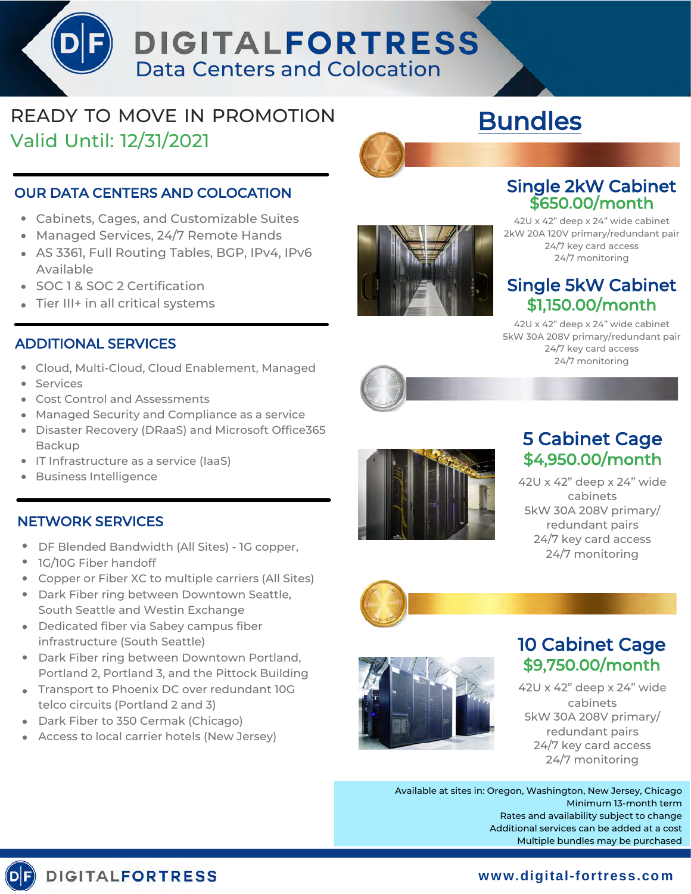# DIGITALFORTRESS

Data Centers and Colocation

## READY TO MOVE IN PROMOTION

Valid Until: 12/31/2021

### OUR DATA CENTERS AND COLOCATION

- Cabinets, Cages, and Customizable Suites
- Managed Services, 24/7 Remote Hands
- AS 3361, Full Routing Tables, BGP, IPv4, IPv6 Available
- SOC 1 & SOC 2 Certification
- Tier III+ in all critical systems

### ADDITIONAL SERVICES

- Cloud, Multi-Cloud, Cloud Enablement, Managed
- Services
- Cost Control and Assessments
- Managed Security and Compliance as a service
- Disaster Recovery (DRaaS) and Microsoft Office365 Backup
- IT Infrastructure as a service (IaaS)
- Business Intelligence

### NETWORK SERVICES

- DF Blended Bandwidth (All Sites) - 1G copper,
- 1G/10G Fiber handoff
- Copper or Fiber XC to multiple carriers (All Sites)
- Dark Fiber ring between Downtown Seattle, South Seattle and Westin Exchange
- Dedicated fiber via Sabey campus fiber infrastructure (South Seattle)
- Dark Fiber ring between Downtown Portland, Portland 2, Portland 3, and the Pittock Building
- Transport to Phoenix DC over redundant 10G telco circuits (Portland 2 and 3)
- Dark Fiber to 350 Cermak (Chicago)
- Access to local carrier hotels (New Jersey)

## Bundles

### Single 2kW Cabinet

**$650.00/month**

42U x 42" deep x 24" wide cabinet
2kW 20A 120V primary/redundant pair
24/7 key card access
24/7 monitoring

### Single 5kW Cabinet

**$1,150.00/month**

42U x 42" deep x 24" wide cabinet
5kW 30A 208V primary/redundant pair
24/7 key card access
24/7 monitoring

### 5 Cabinet Cage

**$4,950.00/month**

42U x 42" deep x 24" wide cabinets
5kW 30A 208V primary/redundant pairs
24/7 key card access
24/7 monitoring

### 10 Cabinet Cage

**$9,750.00/month**

42U x 42" deep x 24" wide cabinets
5kW 30A 208V primary/redundant pairs
24/7 key card access
24/7 monitoring

Available at sites in: Oregon, Washington, New Jersey, Chicago
Minimum 13-month term
Rates and availability subject to change
Additional services can be added at a cost
Multiple bundles may be purchased

DIGITALFORTRESS

www.digital-fortress.com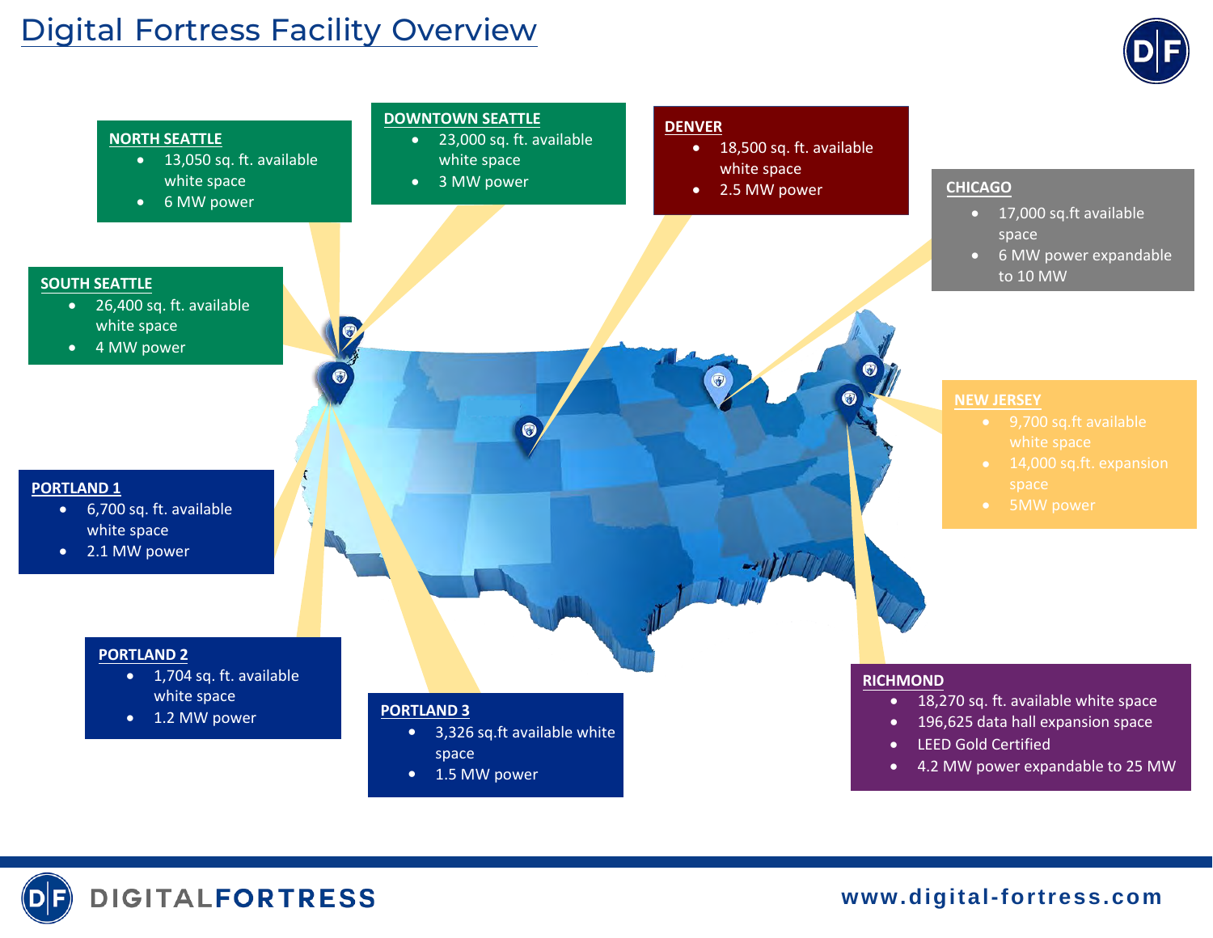# Digital Fortress Facility Overview

**NORTH SEATTLE**
- 13,050 sq. ft. available white space
- 6 MW power

**DOWNTOWN SEATTLE**
- 23,000 sq. ft. available white space
- 3 MW power

**DENVER**
- 18,500 sq. ft. available white space
- 2.5 MW power

**CHICAGO**
- 17,000 sq.ft available space
- 6 MW power expandable to 10 MW

**SOUTH SEATTLE**
- 26,400 sq. ft. available white space
- 4 MW power

**NEW JERSEY**
- 9,700 sq.ft available white space
- 14,000 sq.ft. expansion space
- 5MW power

**PORTLAND 1**
- 6,700 sq. ft. available white space
- 2.1 MW power

**PORTLAND 2**
- 1,704 sq. ft. available white space
- 1.2 MW power

**PORTLAND 3**
- 3,326 sq.ft available white space
- 1.5 MW power

**RICHMOND**
- 18,270 sq. ft. available white space
- 196,625 data hall expansion space
- LEED Gold Certified
- 4.2 MW power expandable to 25 MW

DIGITALFORTRESS

www.digital-fortress.com